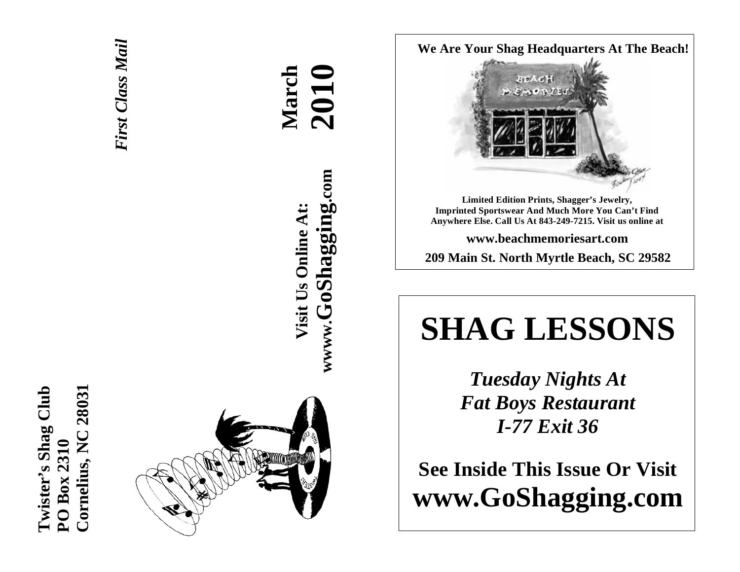**Twister's Shag Club**
**PO Box 2310**
**Cornelius, NC 28031**

*First Class Mail*

# March 2010

**Visit Us Online At:**
**wwww.GoShagging.com**

**We Are Your Shag Headquarters At The Beach!**

BEACH MEMORIES

**Limited Edition Prints, Shagger's Jewelry, Imprinted Sportswear And Much More You Can't Find Anywhere Else. Call Us At 843-249-7215. Visit us online at**

**www.beachmemoriesart.com**

**209 Main St. North Myrtle Beach, SC 29582**

# SHAG LESSONS

***Tuesday Nights At***
***Fat Boys Restaurant***
***I-77 Exit 36***

**See Inside This Issue Or Visit**
**www.GoShagging.com**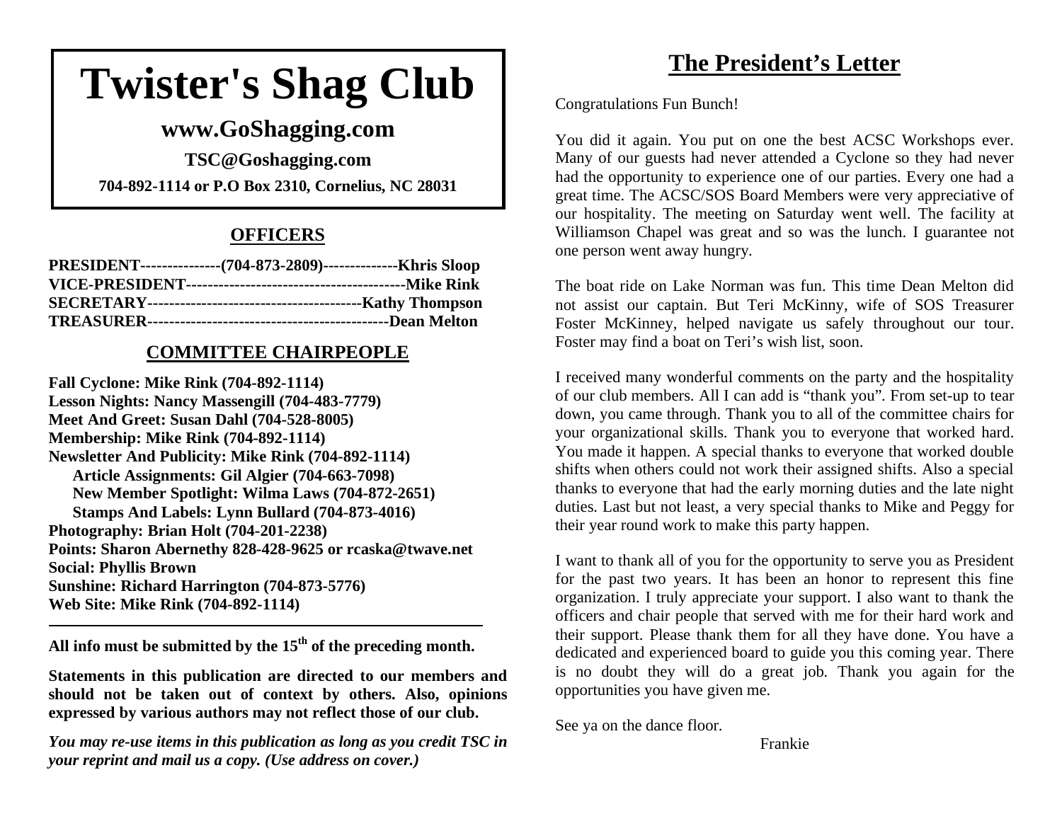# Twister's Shag Club

## www.GoShagging.com

**TSC@Goshagging.com**

**704-892-1114 or P.O Box 2310, Cornelius, NC 28031**

## OFFICERS

**PRESIDENT---------------(704-873-2809)--------------Khris Sloop**
**VICE-PRESIDENT-----------------------------------------Mike Rink**
**SECRETARY----------------------------------------Kathy Thompson**
**TREASURER---------------------------------------------Dean Melton**

## COMMITTEE CHAIRPEOPLE

**Fall Cyclone: Mike Rink (704-892-1114)**
**Lesson Nights: Nancy Massengill (704-483-7779)**
**Meet And Greet: Susan Dahl (704-528-8005)**
**Membership: Mike Rink (704-892-1114)**
**Newsletter And Publicity: Mike Rink (704-892-1114)**
- **Article Assignments: Gil Algier (704-663-7098)**
- **New Member Spotlight: Wilma Laws (704-872-2651)**
- **Stamps And Labels: Lynn Bullard (704-873-4016)**

**Photography: Brian Holt (704-201-2238)**
**Points: Sharon Abernethy 828-428-9625 or rcaska@twave.net**
**Social: Phyllis Brown**
**Sunshine: Richard Harrington (704-873-5776)**
**Web Site: Mike Rink (704-892-1114)**

---

**All info must be submitted by the 15th of the preceding month.**

**Statements in this publication are directed to our members and should not be taken out of context by others. Also, opinions expressed by various authors may not reflect those of our club.**

***You may re-use items in this publication as long as you credit TSC in your reprint and mail us a copy. (Use address on cover.)***

## The President's Letter

Congratulations Fun Bunch!

You did it again. You put on one the best ACSC Workshops ever. Many of our guests had never attended a Cyclone so they had never had the opportunity to experience one of our parties. Every one had a great time. The ACSC/SOS Board Members were very appreciative of our hospitality. The meeting on Saturday went well. The facility at Williamson Chapel was great and so was the lunch. I guarantee not one person went away hungry.

The boat ride on Lake Norman was fun. This time Dean Melton did not assist our captain. But Teri McKinny, wife of SOS Treasurer Foster McKinney, helped navigate us safely throughout our tour. Foster may find a boat on Teri's wish list, soon.

I received many wonderful comments on the party and the hospitality of our club members. All I can add is "thank you". From set-up to tear down, you came through. Thank you to all of the committee chairs for your organizational skills. Thank you to everyone that worked hard. You made it happen. A special thanks to everyone that worked double shifts when others could not work their assigned shifts. Also a special thanks to everyone that had the early morning duties and the late night duties. Last but not least, a very special thanks to Mike and Peggy for their year round work to make this party happen.

I want to thank all of you for the opportunity to serve you as President for the past two years. It has been an honor to represent this fine organization. I truly appreciate your support. I also want to thank the officers and chair people that served with me for their hard work and their support. Please thank them for all they have done. You have a dedicated and experienced board to guide you this coming year. There is no doubt they will do a great job. Thank you again for the opportunities you have given me.

See ya on the dance floor.

Frankie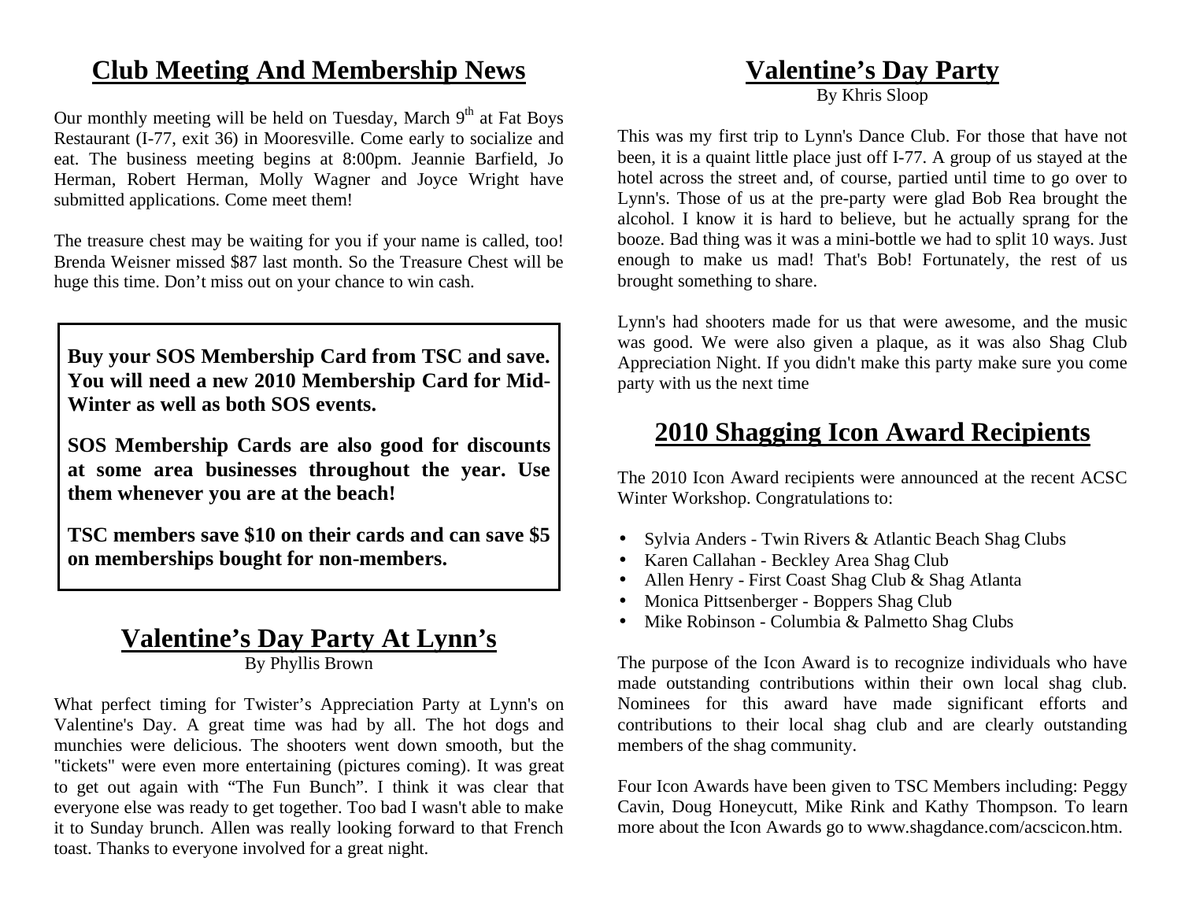## Club Meeting And Membership News

Our monthly meeting will be held on Tuesday, March 9th at Fat Boys Restaurant (I-77, exit 36) in Mooresville. Come early to socialize and eat. The business meeting begins at 8:00pm. Jeannie Barfield, Jo Herman, Robert Herman, Molly Wagner and Joyce Wright have submitted applications. Come meet them!

The treasure chest may be waiting for you if your name is called, too! Brenda Weisner missed $87 last month. So the Treasure Chest will be huge this time. Don't miss out on your chance to win cash.

**Buy your SOS Membership Card from TSC and save. You will need a new 2010 Membership Card for Mid-Winter as well as both SOS events.**

**SOS Membership Cards are also good for discounts at some area businesses throughout the year. Use them whenever you are at the beach!**

**TSC members save $10 on their cards and can save $5 on memberships bought for non-members.**

## Valentine's Day Party At Lynn's

By Phyllis Brown

What perfect timing for Twister's Appreciation Party at Lynn's on Valentine's Day. A great time was had by all. The hot dogs and munchies were delicious. The shooters went down smooth, but the "tickets" were even more entertaining (pictures coming). It was great to get out again with "The Fun Bunch". I think it was clear that everyone else was ready to get together. Too bad I wasn't able to make it to Sunday brunch. Allen was really looking forward to that French toast. Thanks to everyone involved for a great night.

## Valentine's Day Party

By Khris Sloop

This was my first trip to Lynn's Dance Club. For those that have not been, it is a quaint little place just off I-77. A group of us stayed at the hotel across the street and, of course, partied until time to go over to Lynn's. Those of us at the pre-party were glad Bob Rea brought the alcohol. I know it is hard to believe, but he actually sprang for the booze. Bad thing was it was a mini-bottle we had to split 10 ways. Just enough to make us mad! That's Bob! Fortunately, the rest of us brought something to share.

Lynn's had shooters made for us that were awesome, and the music was good. We were also given a plaque, as it was also Shag Club Appreciation Night. If you didn't make this party make sure you come party with us the next time

## 2010 Shagging Icon Award Recipients

The 2010 Icon Award recipients were announced at the recent ACSC Winter Workshop. Congratulations to:

- Sylvia Anders - Twin Rivers & Atlantic Beach Shag Clubs
- Karen Callahan - Beckley Area Shag Club
- Allen Henry - First Coast Shag Club & Shag Atlanta
- Monica Pittsenberger - Boppers Shag Club
- Mike Robinson - Columbia & Palmetto Shag Clubs

The purpose of the Icon Award is to recognize individuals who have made outstanding contributions within their own local shag club. Nominees for this award have made significant efforts and contributions to their local shag club and are clearly outstanding members of the shag community.

Four Icon Awards have been given to TSC Members including: Peggy Cavin, Doug Honeycutt, Mike Rink and Kathy Thompson. To learn more about the Icon Awards go to www.shagdance.com/acscicon.htm.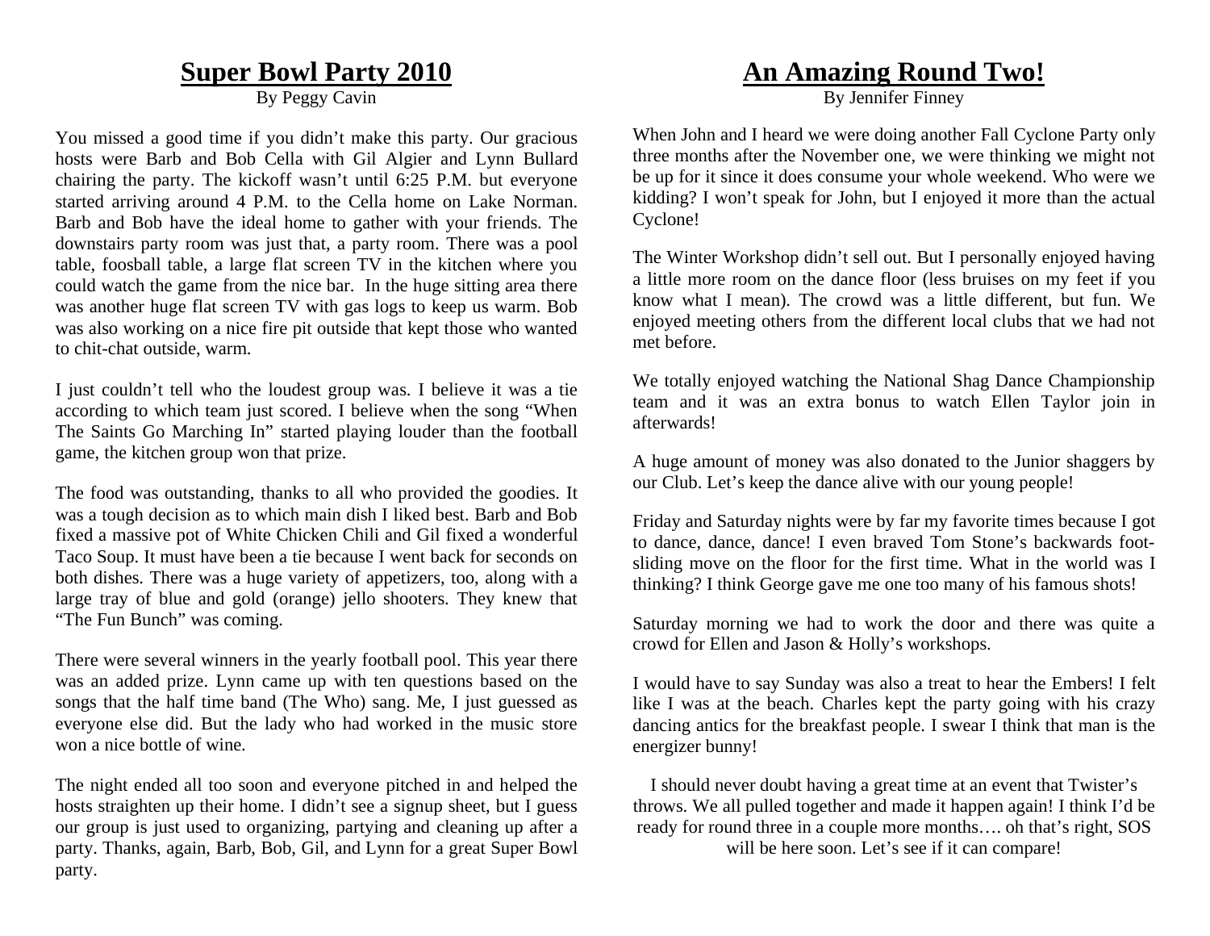## Super Bowl Party 2010

By Peggy Cavin

You missed a good time if you didn't make this party. Our gracious hosts were Barb and Bob Cella with Gil Algier and Lynn Bullard chairing the party. The kickoff wasn't until 6:25 P.M. but everyone started arriving around 4 P.M. to the Cella home on Lake Norman. Barb and Bob have the ideal home to gather with your friends. The downstairs party room was just that, a party room. There was a pool table, foosball table, a large flat screen TV in the kitchen where you could watch the game from the nice bar. In the huge sitting area there was another huge flat screen TV with gas logs to keep us warm. Bob was also working on a nice fire pit outside that kept those who wanted to chit-chat outside, warm.

I just couldn't tell who the loudest group was. I believe it was a tie according to which team just scored. I believe when the song "When The Saints Go Marching In" started playing louder than the football game, the kitchen group won that prize.

The food was outstanding, thanks to all who provided the goodies. It was a tough decision as to which main dish I liked best. Barb and Bob fixed a massive pot of White Chicken Chili and Gil fixed a wonderful Taco Soup. It must have been a tie because I went back for seconds on both dishes. There was a huge variety of appetizers, too, along with a large tray of blue and gold (orange) jello shooters. They knew that "The Fun Bunch" was coming.

There were several winners in the yearly football pool. This year there was an added prize. Lynn came up with ten questions based on the songs that the half time band (The Who) sang. Me, I just guessed as everyone else did. But the lady who had worked in the music store won a nice bottle of wine.

The night ended all too soon and everyone pitched in and helped the hosts straighten up their home. I didn't see a signup sheet, but I guess our group is just used to organizing, partying and cleaning up after a party. Thanks, again, Barb, Bob, Gil, and Lynn for a great Super Bowl party.

## An Amazing Round Two!

By Jennifer Finney

When John and I heard we were doing another Fall Cyclone Party only three months after the November one, we were thinking we might not be up for it since it does consume your whole weekend. Who were we kidding? I won't speak for John, but I enjoyed it more than the actual Cyclone!

The Winter Workshop didn't sell out. But I personally enjoyed having a little more room on the dance floor (less bruises on my feet if you know what I mean). The crowd was a little different, but fun. We enjoyed meeting others from the different local clubs that we had not met before.

We totally enjoyed watching the National Shag Dance Championship team and it was an extra bonus to watch Ellen Taylor join in afterwards!

A huge amount of money was also donated to the Junior shaggers by our Club. Let's keep the dance alive with our young people!

Friday and Saturday nights were by far my favorite times because I got to dance, dance, dance! I even braved Tom Stone's backwards foot-sliding move on the floor for the first time. What in the world was I thinking? I think George gave me one too many of his famous shots!

Saturday morning we had to work the door and there was quite a crowd for Ellen and Jason & Holly's workshops.

I would have to say Sunday was also a treat to hear the Embers! I felt like I was at the beach. Charles kept the party going with his crazy dancing antics for the breakfast people. I swear I think that man is the energizer bunny!

I should never doubt having a great time at an event that Twister's throws. We all pulled together and made it happen again! I think I'd be ready for round three in a couple more months…. oh that's right, SOS will be here soon. Let's see if it can compare!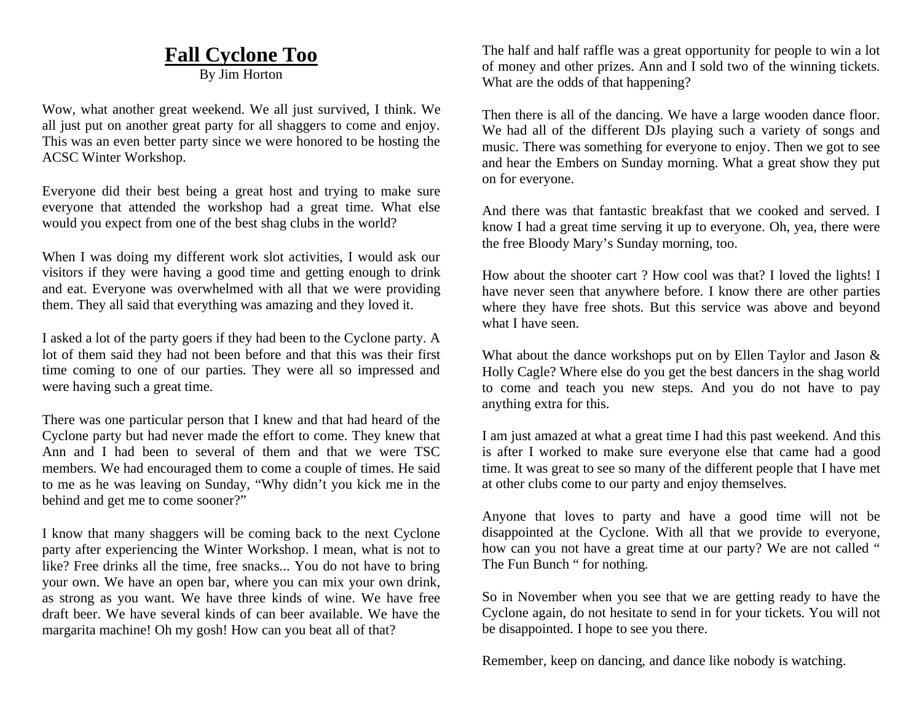# Fall Cyclone Too

By Jim Horton

Wow, what another great weekend. We all just survived, I think. We all just put on another great party for all shaggers to come and enjoy. This was an even better party since we were honored to be hosting the ACSC Winter Workshop.

Everyone did their best being a great host and trying to make sure everyone that attended the workshop had a great time. What else would you expect from one of the best shag clubs in the world?

When I was doing my different work slot activities, I would ask our visitors if they were having a good time and getting enough to drink and eat. Everyone was overwhelmed with all that we were providing them. They all said that everything was amazing and they loved it.

I asked a lot of the party goers if they had been to the Cyclone party. A lot of them said they had not been before and that this was their first time coming to one of our parties. They were all so impressed and were having such a great time.

There was one particular person that I knew and that had heard of the Cyclone party but had never made the effort to come. They knew that Ann and I had been to several of them and that we were TSC members. We had encouraged them to come a couple of times. He said to me as he was leaving on Sunday, "Why didn't you kick me in the behind and get me to come sooner?"

I know that many shaggers will be coming back to the next Cyclone party after experiencing the Winter Workshop. I mean, what is not to like? Free drinks all the time, free snacks... You do not have to bring your own. We have an open bar, where you can mix your own drink, as strong as you want. We have three kinds of wine. We have free draft beer. We have several kinds of can beer available. We have the margarita machine! Oh my gosh! How can you beat all of that?

The half and half raffle was a great opportunity for people to win a lot of money and other prizes. Ann and I sold two of the winning tickets. What are the odds of that happening?

Then there is all of the dancing. We have a large wooden dance floor. We had all of the different DJs playing such a variety of songs and music. There was something for everyone to enjoy. Then we got to see and hear the Embers on Sunday morning. What a great show they put on for everyone.

And there was that fantastic breakfast that we cooked and served. I know I had a great time serving it up to everyone. Oh, yea, there were the free Bloody Mary's Sunday morning, too.

How about the shooter cart ? How cool was that? I loved the lights! I have never seen that anywhere before. I know there are other parties where they have free shots. But this service was above and beyond what I have seen.

What about the dance workshops put on by Ellen Taylor and Jason & Holly Cagle? Where else do you get the best dancers in the shag world to come and teach you new steps. And you do not have to pay anything extra for this.

I am just amazed at what a great time I had this past weekend. And this is after I worked to make sure everyone else that came had a good time. It was great to see so many of the different people that I have met at other clubs come to our party and enjoy themselves.

Anyone that loves to party and have a good time will not be disappointed at the Cyclone. With all that we provide to everyone, how can you not have a great time at our party? We are not called " The Fun Bunch " for nothing.

So in November when you see that we are getting ready to have the Cyclone again, do not hesitate to send in for your tickets. You will not be disappointed. I hope to see you there.

Remember, keep on dancing, and dance like nobody is watching.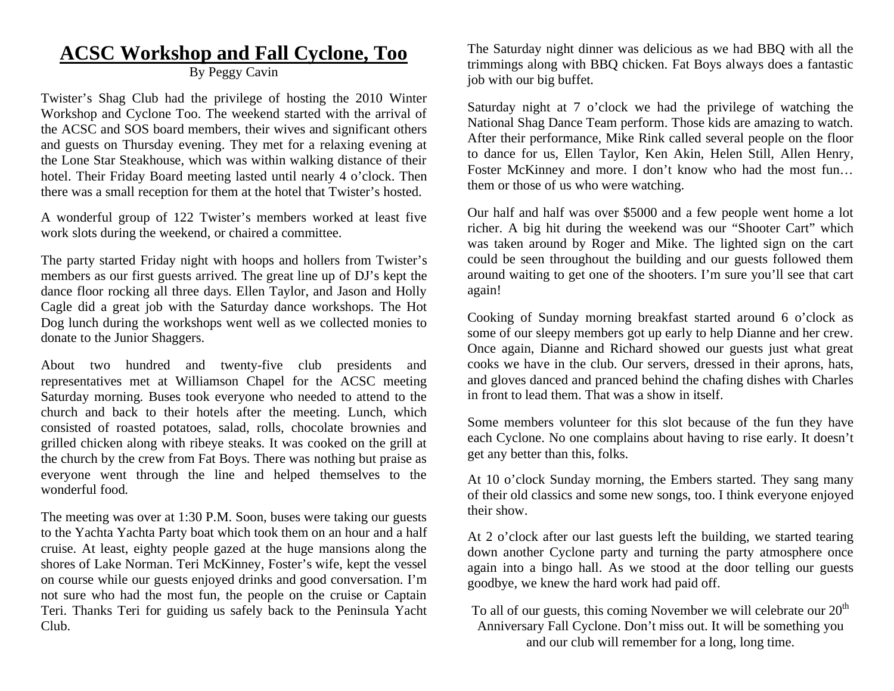# ACSC Workshop and Fall Cyclone, Too

By Peggy Cavin

Twister's Shag Club had the privilege of hosting the 2010 Winter Workshop and Cyclone Too. The weekend started with the arrival of the ACSC and SOS board members, their wives and significant others and guests on Thursday evening. They met for a relaxing evening at the Lone Star Steakhouse, which was within walking distance of their hotel. Their Friday Board meeting lasted until nearly 4 o'clock. Then there was a small reception for them at the hotel that Twister's hosted.

A wonderful group of 122 Twister's members worked at least five work slots during the weekend, or chaired a committee.

The party started Friday night with hoops and hollers from Twister's members as our first guests arrived. The great line up of DJ's kept the dance floor rocking all three days. Ellen Taylor, and Jason and Holly Cagle did a great job with the Saturday dance workshops. The Hot Dog lunch during the workshops went well as we collected monies to donate to the Junior Shaggers.

About two hundred and twenty-five club presidents and representatives met at Williamson Chapel for the ACSC meeting Saturday morning. Buses took everyone who needed to attend to the church and back to their hotels after the meeting. Lunch, which consisted of roasted potatoes, salad, rolls, chocolate brownies and grilled chicken along with ribeye steaks. It was cooked on the grill at the church by the crew from Fat Boys. There was nothing but praise as everyone went through the line and helped themselves to the wonderful food.

The meeting was over at 1:30 P.M. Soon, buses were taking our guests to the Yachta Yachta Party boat which took them on an hour and a half cruise. At least, eighty people gazed at the huge mansions along the shores of Lake Norman. Teri McKinney, Foster's wife, kept the vessel on course while our guests enjoyed drinks and good conversation. I'm not sure who had the most fun, the people on the cruise or Captain Teri. Thanks Teri for guiding us safely back to the Peninsula Yacht Club.

The Saturday night dinner was delicious as we had BBQ with all the trimmings along with BBQ chicken. Fat Boys always does a fantastic job with our big buffet.

Saturday night at 7 o'clock we had the privilege of watching the National Shag Dance Team perform. Those kids are amazing to watch. After their performance, Mike Rink called several people on the floor to dance for us, Ellen Taylor, Ken Akin, Helen Still, Allen Henry, Foster McKinney and more. I don't know who had the most fun… them or those of us who were watching.

Our half and half was over $5000 and a few people went home a lot richer. A big hit during the weekend was our "Shooter Cart" which was taken around by Roger and Mike. The lighted sign on the cart could be seen throughout the building and our guests followed them around waiting to get one of the shooters. I'm sure you'll see that cart again!

Cooking of Sunday morning breakfast started around 6 o'clock as some of our sleepy members got up early to help Dianne and her crew. Once again, Dianne and Richard showed our guests just what great cooks we have in the club. Our servers, dressed in their aprons, hats, and gloves danced and pranced behind the chafing dishes with Charles in front to lead them. That was a show in itself.

Some members volunteer for this slot because of the fun they have each Cyclone. No one complains about having to rise early. It doesn't get any better than this, folks.

At 10 o'clock Sunday morning, the Embers started. They sang many of their old classics and some new songs, too. I think everyone enjoyed their show.

At 2 o'clock after our last guests left the building, we started tearing down another Cyclone party and turning the party atmosphere once again into a bingo hall. As we stood at the door telling our guests goodbye, we knew the hard work had paid off.

To all of our guests, this coming November we will celebrate our 20th Anniversary Fall Cyclone. Don't miss out. It will be something you and our club will remember for a long, long time.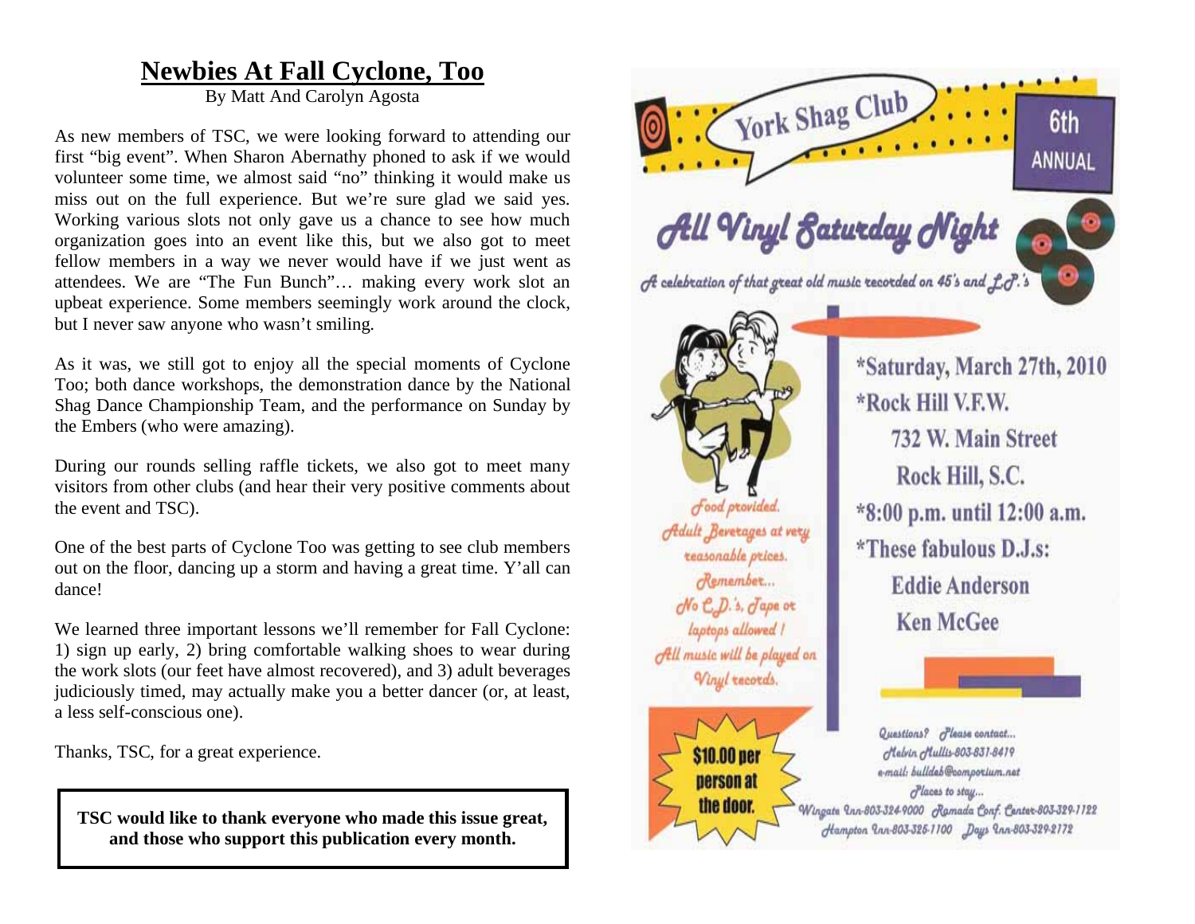# Newbies At Fall Cyclone, Too

By Matt And Carolyn Agosta

As new members of TSC, we were looking forward to attending our first "big event". When Sharon Abernathy phoned to ask if we would volunteer some time, we almost said "no" thinking it would make us miss out on the full experience. But we're sure glad we said yes. Working various slots not only gave us a chance to see how much organization goes into an event like this, but we also got to meet fellow members in a way we never would have if we just went as attendees. We are "The Fun Bunch"… making every work slot an upbeat experience. Some members seemingly work around the clock, but I never saw anyone who wasn't smiling.

As it was, we still got to enjoy all the special moments of Cyclone Too; both dance workshops, the demonstration dance by the National Shag Dance Championship Team, and the performance on Sunday by the Embers (who were amazing).

During our rounds selling raffle tickets, we also got to meet many visitors from other clubs (and hear their very positive comments about the event and TSC).

One of the best parts of Cyclone Too was getting to see club members out on the floor, dancing up a storm and having a great time. Y'all can dance!

We learned three important lessons we'll remember for Fall Cyclone: 1) sign up early, 2) bring comfortable walking shoes to wear during the work slots (our feet have almost recovered), and 3) adult beverages judiciously timed, may actually make you a better dancer (or, at least, a less self-conscious one).

Thanks, TSC, for a great experience.

**TSC would like to thank everyone who made this issue great, and those who support this publication every month.**

## York Shag Club — 6th Annual

### All Vinyl Saturday Night

*A celebration of that great old music recorded on 45's and L.P.'s*

- *Saturday, March 27th, 2010
- *Rock Hill V.F.W.
  732 W. Main Street
  Rock Hill, S.C.
- *8:00 p.m. until 12:00 a.m.
- *These fabulous D.J.s:
  Eddie Anderson
  Ken McGee

*Food provided. Adult Beverages at very reasonable prices. Remember... No C.D.'s, Tape or laptops allowed! All music will be played on Vinyl records.*

**$10.00 per person at the door.**

*Questions? Please contact... Melvin Mullis-803-831-8419*
*e-mail: bulldeb@comporium.net*

*Places to stay...*
*Wingate Inn-803-324-9000 Ramada Conf. Center-803-329-1122*
*Hampton Inn-803-325-1100 Days Inn-803-329-2772*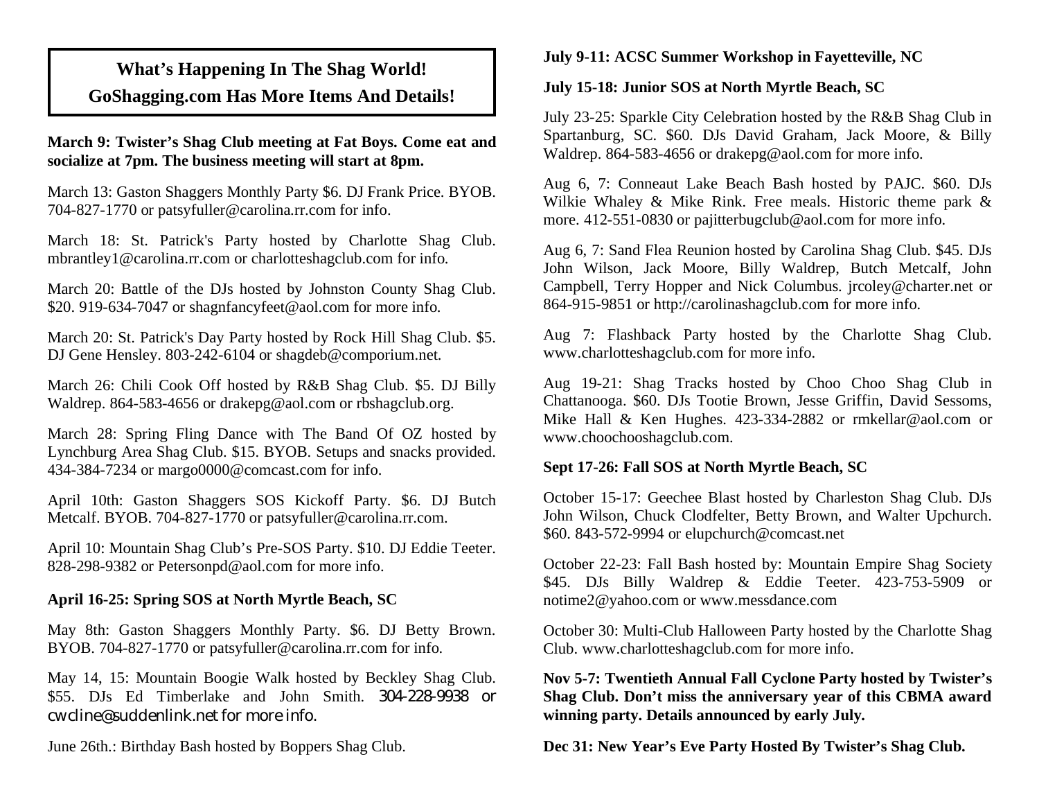## What's Happening In The Shag World!
## GoShagging.com Has More Items And Details!

**March 9: Twister's Shag Club meeting at Fat Boys. Come eat and socialize at 7pm. The business meeting will start at 8pm.**

March 13: Gaston Shaggers Monthly Party $6. DJ Frank Price. BYOB. 704-827-1770 or patsyfuller@carolina.rr.com for info.

March 18: St. Patrick's Party hosted by Charlotte Shag Club. mbrantley1@carolina.rr.com or charlotteshagclub.com for info.

March 20: Battle of the DJs hosted by Johnston County Shag Club. $20. 919-634-7047 or shagnfancyfeet@aol.com for more info.

March 20: St. Patrick's Day Party hosted by Rock Hill Shag Club. $5. DJ Gene Hensley. 803-242-6104 or shagdeb@comporium.net.

March 26: Chili Cook Off hosted by R&B Shag Club. $5. DJ Billy Waldrep. 864-583-4656 or drakepg@aol.com or rbshagclub.org.

March 28: Spring Fling Dance with The Band Of OZ hosted by Lynchburg Area Shag Club. $15. BYOB. Setups and snacks provided. 434-384-7234 or margo0000@comcast.com for info.

April 10th: Gaston Shaggers SOS Kickoff Party. $6. DJ Butch Metcalf. BYOB. 704-827-1770 or patsyfuller@carolina.rr.com.

April 10: Mountain Shag Club's Pre-SOS Party. $10. DJ Eddie Teeter. 828-298-9382 or Petersonpd@aol.com for more info.

**April 16-25: Spring SOS at North Myrtle Beach, SC**

May 8th: Gaston Shaggers Monthly Party. $6. DJ Betty Brown. BYOB. 704-827-1770 or patsyfuller@carolina.rr.com for info.

May 14, 15: Mountain Boogie Walk hosted by Beckley Shag Club. $55. DJs Ed Timberlake and John Smith. 304-228-9938 or cwcline@suddenlink.net for more info.

June 26th.: Birthday Bash hosted by Boppers Shag Club.

**July 9-11: ACSC Summer Workshop in Fayetteville, NC**

**July 15-18: Junior SOS at North Myrtle Beach, SC**

July 23-25: Sparkle City Celebration hosted by the R&B Shag Club in Spartanburg, SC. $60. DJs David Graham, Jack Moore, & Billy Waldrep. 864-583-4656 or drakepg@aol.com for more info.

Aug 6, 7: Conneaut Lake Beach Bash hosted by PAJC. $60. DJs Wilkie Whaley & Mike Rink. Free meals. Historic theme park & more. 412-551-0830 or pajitterbugclub@aol.com for more info.

Aug 6, 7: Sand Flea Reunion hosted by Carolina Shag Club. $45. DJs John Wilson, Jack Moore, Billy Waldrep, Butch Metcalf, John Campbell, Terry Hopper and Nick Columbus. jrcoley@charter.net or 864-915-9851 or http://carolinashagclub.com for more info.

Aug 7: Flashback Party hosted by the Charlotte Shag Club. www.charlotteshagclub.com for more info.

Aug 19-21: Shag Tracks hosted by Choo Choo Shag Club in Chattanooga. $60. DJs Tootie Brown, Jesse Griffin, David Sessoms, Mike Hall & Ken Hughes. 423-334-2882 or rmkellar@aol.com or www.choochooshagclub.com.

**Sept 17-26: Fall SOS at North Myrtle Beach, SC**

October 15-17: Geechee Blast hosted by Charleston Shag Club. DJs John Wilson, Chuck Clodfelter, Betty Brown, and Walter Upchurch. $60. 843-572-9994 or elupchurch@comcast.net

October 22-23: Fall Bash hosted by: Mountain Empire Shag Society $45. DJs Billy Waldrep & Eddie Teeter. 423-753-5909 or notime2@yahoo.com or www.messdance.com

October 30: Multi-Club Halloween Party hosted by the Charlotte Shag Club. www.charlotteshagclub.com for more info.

**Nov 5-7: Twentieth Annual Fall Cyclone Party hosted by Twister's Shag Club. Don't miss the anniversary year of this CBMA award winning party. Details announced by early July.**

**Dec 31: New Year's Eve Party Hosted By Twister's Shag Club.**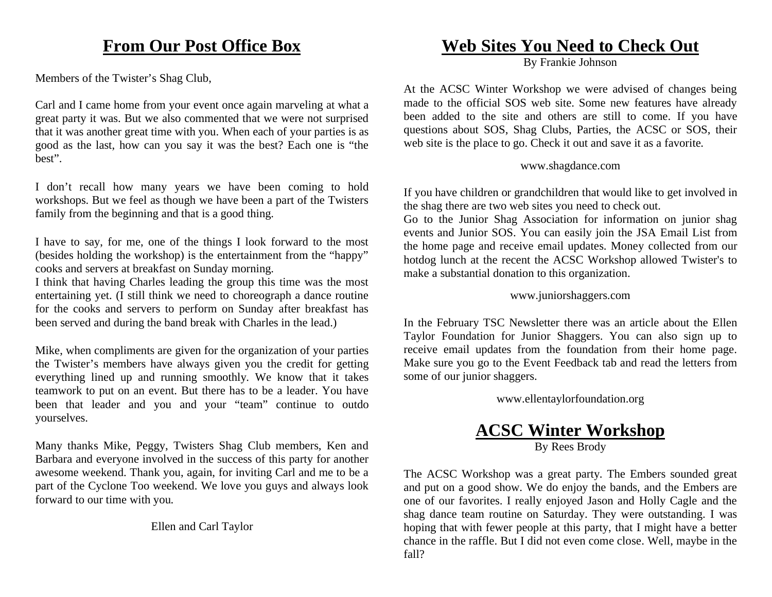## From Our Post Office Box

Members of the Twister's Shag Club,

Carl and I came home from your event once again marveling at what a great party it was. But we also commented that we were not surprised that it was another great time with you. When each of your parties is as good as the last, how can you say it was the best? Each one is "the best".

I don't recall how many years we have been coming to hold workshops. But we feel as though we have been a part of the Twisters family from the beginning and that is a good thing.

I have to say, for me, one of the things I look forward to the most (besides holding the workshop) is the entertainment from the "happy" cooks and servers at breakfast on Sunday morning.
I think that having Charles leading the group this time was the most entertaining yet. (I still think we need to choreograph a dance routine for the cooks and servers to perform on Sunday after breakfast has been served and during the band break with Charles in the lead.)

Mike, when compliments are given for the organization of your parties the Twister's members have always given you the credit for getting everything lined up and running smoothly. We know that it takes teamwork to put on an event. But there has to be a leader. You have been that leader and you and your "team" continue to outdo yourselves.

Many thanks Mike, Peggy, Twisters Shag Club members, Ken and Barbara and everyone involved in the success of this party for another awesome weekend. Thank you, again, for inviting Carl and me to be a part of the Cyclone Too weekend. We love you guys and always look forward to our time with you.

Ellen and Carl Taylor

## Web Sites You Need to Check Out

By Frankie Johnson

At the ACSC Winter Workshop we were advised of changes being made to the official SOS web site. Some new features have already been added to the site and others are still to come. If you have questions about SOS, Shag Clubs, Parties, the ACSC or SOS, their web site is the place to go. Check it out and save it as a favorite.

www.shagdance.com

If you have children or grandchildren that would like to get involved in the shag there are two web sites you need to check out.
Go to the Junior Shag Association for information on junior shag events and Junior SOS. You can easily join the JSA Email List from the home page and receive email updates. Money collected from our hotdog lunch at the recent the ACSC Workshop allowed Twister's to make a substantial donation to this organization.

www.juniorshaggers.com

In the February TSC Newsletter there was an article about the Ellen Taylor Foundation for Junior Shaggers. You can also sign up to receive email updates from the foundation from their home page. Make sure you go to the Event Feedback tab and read the letters from some of our junior shaggers.

www.ellentaylorfoundation.org

## ACSC Winter Workshop

By Rees Brody

The ACSC Workshop was a great party. The Embers sounded great and put on a good show. We do enjoy the bands, and the Embers are one of our favorites. I really enjoyed Jason and Holly Cagle and the shag dance team routine on Saturday. They were outstanding. I was hoping that with fewer people at this party, that I might have a better chance in the raffle. But I did not even come close. Well, maybe in the fall?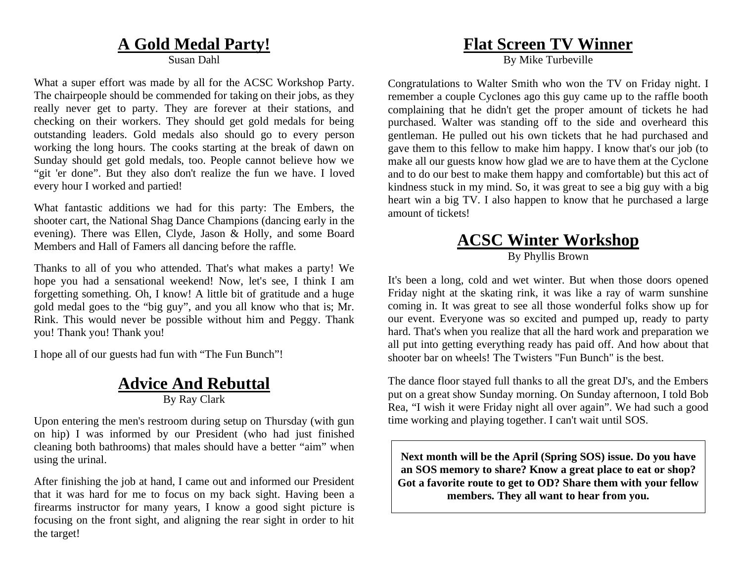## A Gold Medal Party!

Susan Dahl

What a super effort was made by all for the ACSC Workshop Party. The chairpeople should be commended for taking on their jobs, as they really never get to party. They are forever at their stations, and checking on their workers. They should get gold medals for being outstanding leaders. Gold medals also should go to every person working the long hours. The cooks starting at the break of dawn on Sunday should get gold medals, too. People cannot believe how we “git 'er done”. But they also don't realize the fun we have. I loved every hour I worked and partied!

What fantastic additions we had for this party: The Embers, the shooter cart, the National Shag Dance Champions (dancing early in the evening). There was Ellen, Clyde, Jason & Holly, and some Board Members and Hall of Famers all dancing before the raffle.

Thanks to all of you who attended. That's what makes a party! We hope you had a sensational weekend! Now, let's see, I think I am forgetting something. Oh, I know! A little bit of gratitude and a huge gold medal goes to the “big guy”, and you all know who that is; Mr. Rink. This would never be possible without him and Peggy. Thank you! Thank you! Thank you!

I hope all of our guests had fun with “The Fun Bunch”!

## Advice And Rebuttal

By Ray Clark

Upon entering the men's restroom during setup on Thursday (with gun on hip) I was informed by our President (who had just finished cleaning both bathrooms) that males should have a better “aim” when using the urinal.

After finishing the job at hand, I came out and informed our President that it was hard for me to focus on my back sight. Having been a firearms instructor for many years, I know a good sight picture is focusing on the front sight, and aligning the rear sight in order to hit the target!

## Flat Screen TV Winner

By Mike Turbeville

Congratulations to Walter Smith who won the TV on Friday night. I remember a couple Cyclones ago this guy came up to the raffle booth complaining that he didn't get the proper amount of tickets he had purchased. Walter was standing off to the side and overheard this gentleman. He pulled out his own tickets that he had purchased and gave them to this fellow to make him happy. I know that's our job (to make all our guests know how glad we are to have them at the Cyclone and to do our best to make them happy and comfortable) but this act of kindness stuck in my mind. So, it was great to see a big guy with a big heart win a big TV. I also happen to know that he purchased a large amount of tickets!

## ACSC Winter Workshop

By Phyllis Brown

It's been a long, cold and wet winter. But when those doors opened Friday night at the skating rink, it was like a ray of warm sunshine coming in. It was great to see all those wonderful folks show up for our event. Everyone was so excited and pumped up, ready to party hard. That's when you realize that all the hard work and preparation we all put into getting everything ready has paid off. And how about that shooter bar on wheels! The Twisters "Fun Bunch" is the best.

The dance floor stayed full thanks to all the great DJ's, and the Embers put on a great show Sunday morning. On Sunday afternoon, I told Bob Rea, “I wish it were Friday night all over again”. We had such a good time working and playing together. I can't wait until SOS.

**Next month will be the April (Spring SOS) issue. Do you have an SOS memory to share? Know a great place to eat or shop? Got a favorite route to get to OD? Share them with your fellow members. They all want to hear from you.**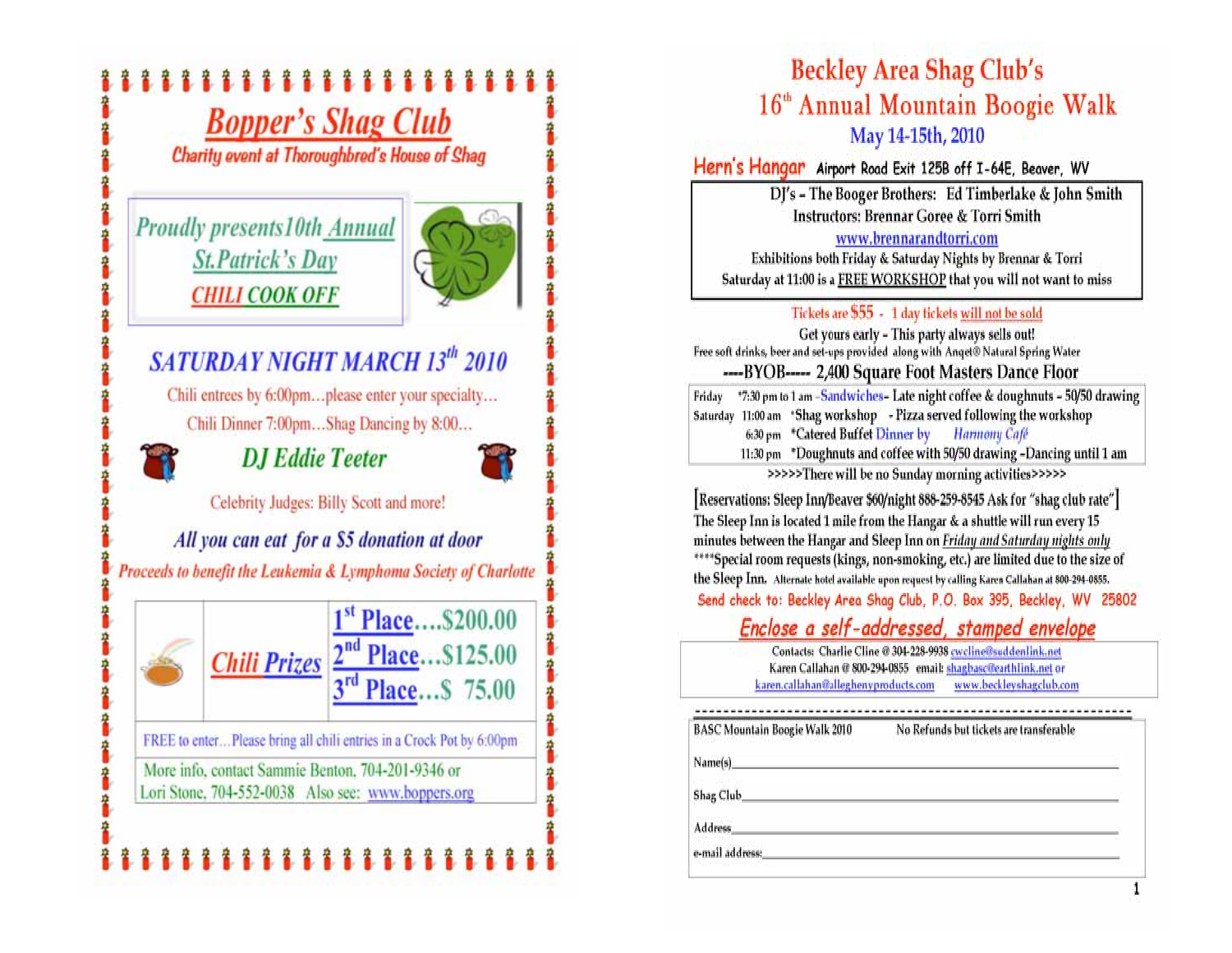# Bopper's Shag Club

**Charity event at Thoroughbred's House of Shag**

*Proudly presents 10th Annual St.Patrick's Day CHILI COOK OFF*

## SATURDAY NIGHT MARCH 13th 2010

Chili entrees by 6:00pm…please enter your specialty…

Chili Dinner 7:00pm…Shag Dancing by 8:00…

### DJ Eddie Teeter

Celebrity Judges: Billy Scott and more!

*All you can eat for a $5 donation at door*

*Proceeds to benefit the Leukemia & Lymphoma Society of Charlotte*

| Chili Prizes | |
|---|---|
| 1st Place | $200.00 |
| 2nd Place | $125.00 |
| 3rd Place | $ 75.00 |

FREE to enter…Please bring all chili entries in a Crock Pot by 6:00pm

More info, contact Sammie Benton, 704-201-9346 or Lori Stone, 704-552-0038 Also see: www.boppers.org

---

# Beckley Area Shag Club's 16th Annual Mountain Boogie Walk

## May 14-15th, 2010

**Hern's Hangar** Airport Road Exit 125B off I-64E, Beaver, WV

DJ's - The Booger Brothers: Ed Timberlake & John Smith
Instructors: Brennar Goree & Torri Smith
www.brennarandtorri.com
Exhibitions both Friday & Saturday Nights by Brennar & Torri
Saturday at 11:00 is a FREE WORKSHOP that you will not want to miss

Tickets are $55 - 1 day tickets will not be sold

Get yours early - This party always sells out!

Free soft drinks, beer and set-ups provided along with Angel® Natural Spring Water

----BYOB---- 2,400 Square Foot Masters Dance Floor

| | | |
|---|---|---|
| Friday | *7:30 pm to 1 am | -Sandwiches- Late night coffee & doughnuts - 50/50 drawing |
| Saturday | 11:00 am | *Shag workshop - Pizza served following the workshop |
| | 6:30 pm | *Catered Buffet Dinner by Harmony Café |
| | 11:30 pm | *Doughnuts and coffee with 50/50 drawing -Dancing until 1 am |

>>>>>There will be no Sunday morning activities>>>>>

[Reservations: Sleep Inn/Beaver $60/night 888-259-8545 Ask for "shag club rate"]

The Sleep Inn is located 1 mile from the Hangar & a shuttle will run every 15 minutes between the Hangar and Sleep Inn on Friday and Saturday nights only

****Special room requests (kings, non-smoking, etc.) are limited due to the size of the Sleep Inn. Alternate hotel available upon request by calling Karen Callahan at 800-294-0855.

Send check to: Beckley Area Shag Club, P.O. Box 395, Beckley, WV 25802

***Enclose a self-addressed, stamped envelope***

Contacts: Charlie Cline @ 304-228-9938 cwcline@suddenlink.net
Karen Callahan @ 800-294-0855 email: shagbasc@earthlink.net or karen.callahan@alleghenyproducts.com www.beckleyshagclub.com

---

BASC Mountain Boogie Walk 2010 No Refunds but tickets are transferable

Name(s)\_\_\_\_\_\_\_\_\_\_\_\_\_\_\_\_\_\_\_\_\_\_\_\_\_\_\_\_\_\_

Shag Club\_\_\_\_\_\_\_\_\_\_\_\_\_\_\_\_\_\_\_\_\_\_\_\_\_\_\_\_\_\_

Address\_\_\_\_\_\_\_\_\_\_\_\_\_\_\_\_\_\_\_\_\_\_\_\_\_\_\_\_\_\_

e-mail address:\_\_\_\_\_\_\_\_\_\_\_\_\_\_\_\_\_\_\_\_\_\_\_\_\_\_\_\_\_\_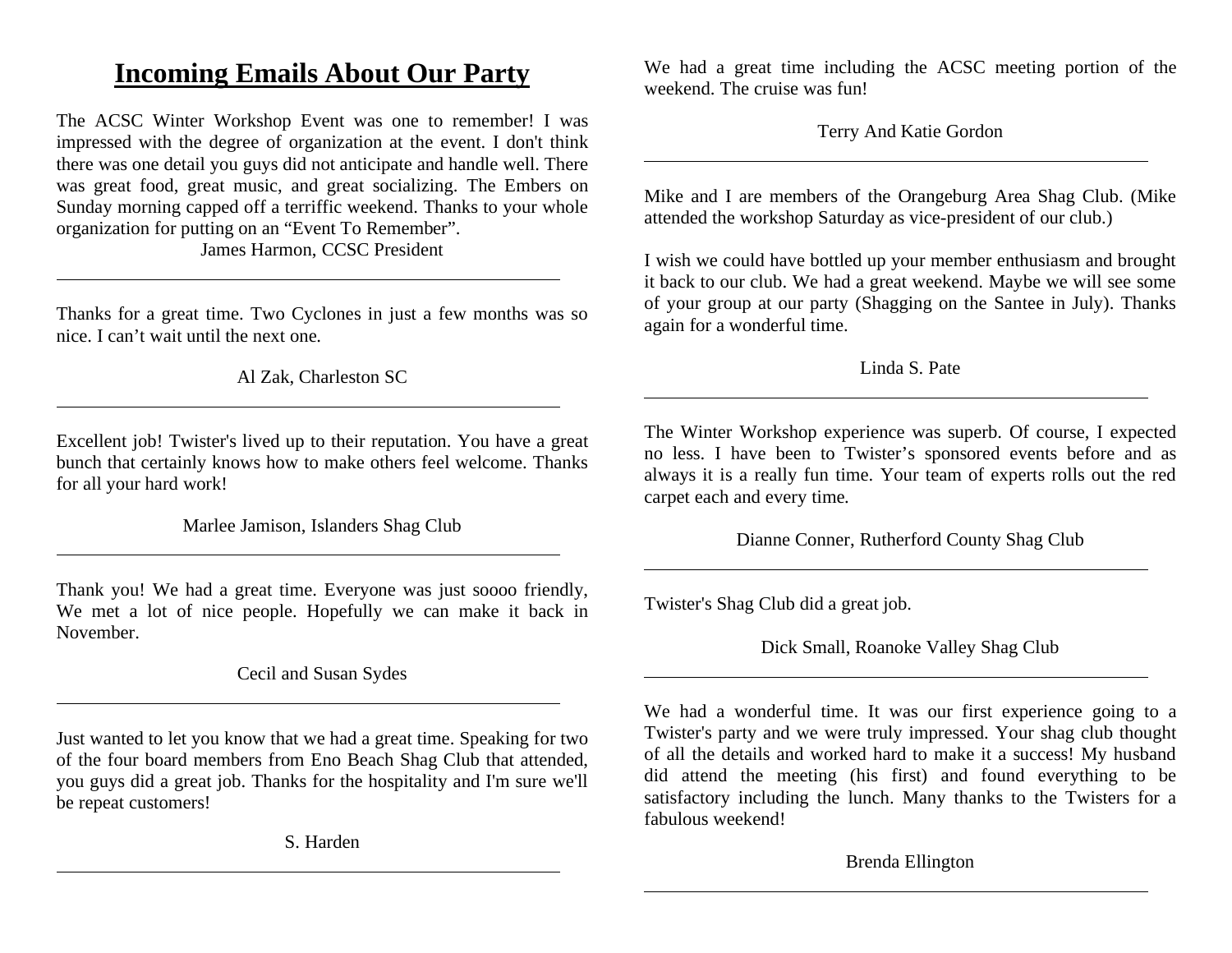# Incoming Emails About Our Party

The ACSC Winter Workshop Event was one to remember! I was impressed with the degree of organization at the event. I don't think there was one detail you guys did not anticipate and handle well. There was great food, great music, and great socializing. The Embers on Sunday morning capped off a terriffic weekend. Thanks to your whole organization for putting on an "Event To Remember".

James Harmon, CCSC President

---

Thanks for a great time. Two Cyclones in just a few months was so nice. I can't wait until the next one.

Al Zak, Charleston SC

---

Excellent job! Twister's lived up to their reputation. You have a great bunch that certainly knows how to make others feel welcome. Thanks for all your hard work!

Marlee Jamison, Islanders Shag Club

---

Thank you! We had a great time. Everyone was just soooo friendly, We met a lot of nice people. Hopefully we can make it back in November.

Cecil and Susan Sydes

---

Just wanted to let you know that we had a great time. Speaking for two of the four board members from Eno Beach Shag Club that attended, you guys did a great job. Thanks for the hospitality and I'm sure we'll be repeat customers!

S. Harden

---

We had a great time including the ACSC meeting portion of the weekend. The cruise was fun!

Terry And Katie Gordon

---

Mike and I are members of the Orangeburg Area Shag Club. (Mike attended the workshop Saturday as vice-president of our club.)

I wish we could have bottled up your member enthusiasm and brought it back to our club. We had a great weekend. Maybe we will see some of your group at our party (Shagging on the Santee in July). Thanks again for a wonderful time.

Linda S. Pate

---

The Winter Workshop experience was superb. Of course, I expected no less. I have been to Twister's sponsored events before and as always it is a really fun time. Your team of experts rolls out the red carpet each and every time.

Dianne Conner, Rutherford County Shag Club

---

Twister's Shag Club did a great job.

Dick Small, Roanoke Valley Shag Club

---

We had a wonderful time. It was our first experience going to a Twister's party and we were truly impressed. Your shag club thought of all the details and worked hard to make it a success! My husband did attend the meeting (his first) and found everything to be satisfactory including the lunch. Many thanks to the Twisters for a fabulous weekend!

Brenda Ellington

---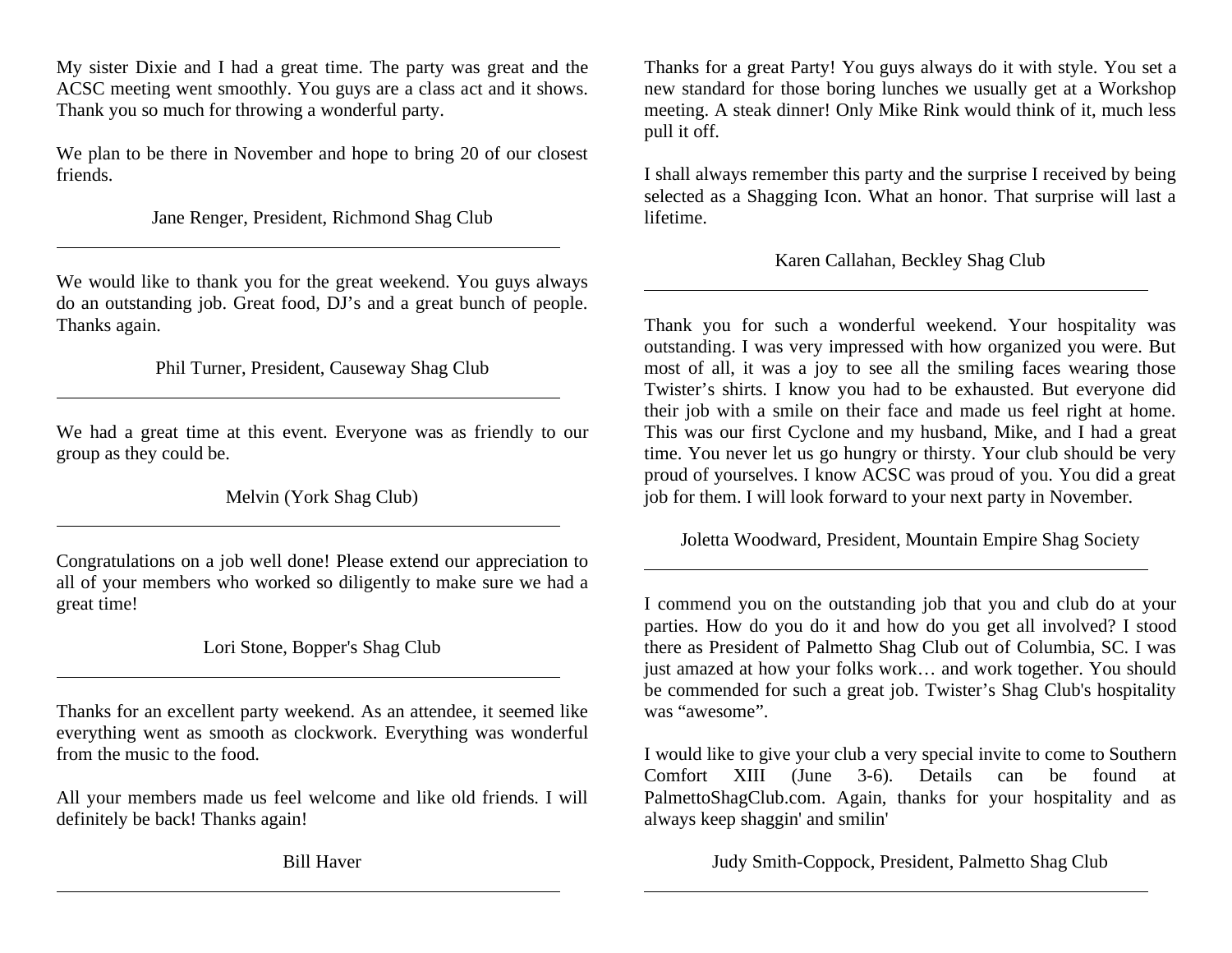My sister Dixie and I had a great time. The party was great and the ACSC meeting went smoothly. You guys are a class act and it shows. Thank you so much for throwing a wonderful party.

We plan to be there in November and hope to bring 20 of our closest friends.

Jane Renger, President, Richmond Shag Club

---

We would like to thank you for the great weekend. You guys always do an outstanding job. Great food, DJ's and a great bunch of people. Thanks again.

Phil Turner, President, Causeway Shag Club

---

We had a great time at this event. Everyone was as friendly to our group as they could be.

Melvin (York Shag Club)

---

Congratulations on a job well done! Please extend our appreciation to all of your members who worked so diligently to make sure we had a great time!

Lori Stone, Bopper's Shag Club

---

Thanks for an excellent party weekend. As an attendee, it seemed like everything went as smooth as clockwork. Everything was wonderful from the music to the food.

All your members made us feel welcome and like old friends. I will definitely be back! Thanks again!

Bill Haver

---

Thanks for a great Party! You guys always do it with style. You set a new standard for those boring lunches we usually get at a Workshop meeting. A steak dinner! Only Mike Rink would think of it, much less pull it off.

I shall always remember this party and the surprise I received by being selected as a Shagging Icon. What an honor. That surprise will last a lifetime.

Karen Callahan, Beckley Shag Club

---

Thank you for such a wonderful weekend. Your hospitality was outstanding. I was very impressed with how organized you were. But most of all, it was a joy to see all the smiling faces wearing those Twister's shirts. I know you had to be exhausted. But everyone did their job with a smile on their face and made us feel right at home. This was our first Cyclone and my husband, Mike, and I had a great time. You never let us go hungry or thirsty. Your club should be very proud of yourselves. I know ACSC was proud of you. You did a great job for them. I will look forward to your next party in November.

Joletta Woodward, President, Mountain Empire Shag Society

---

I commend you on the outstanding job that you and club do at your parties. How do you do it and how do you get all involved? I stood there as President of Palmetto Shag Club out of Columbia, SC. I was just amazed at how your folks work… and work together. You should be commended for such a great job. Twister's Shag Club's hospitality was "awesome".

I would like to give your club a very special invite to come to Southern Comfort XIII (June 3-6). Details can be found at PalmettoShagClub.com. Again, thanks for your hospitality and as always keep shaggin' and smilin'

Judy Smith-Coppock, President, Palmetto Shag Club

---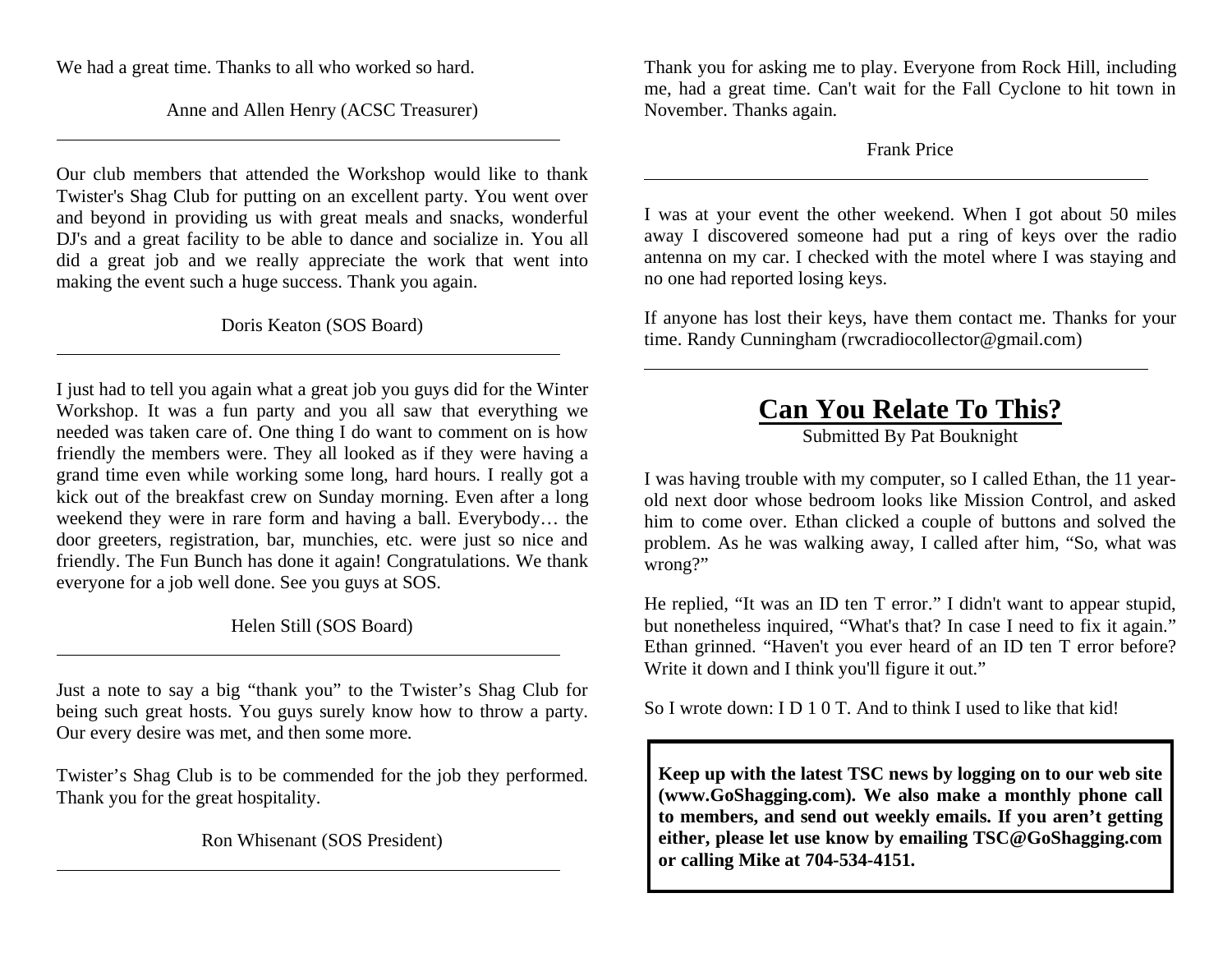We had a great time. Thanks to all who worked so hard.

Anne and Allen Henry (ACSC Treasurer)

---

Our club members that attended the Workshop would like to thank Twister's Shag Club for putting on an excellent party. You went over and beyond in providing us with great meals and snacks, wonderful DJ's and a great facility to be able to dance and socialize in. You all did a great job and we really appreciate the work that went into making the event such a huge success. Thank you again.

Doris Keaton (SOS Board)

---

I just had to tell you again what a great job you guys did for the Winter Workshop. It was a fun party and you all saw that everything we needed was taken care of. One thing I do want to comment on is how friendly the members were. They all looked as if they were having a grand time even while working some long, hard hours. I really got a kick out of the breakfast crew on Sunday morning. Even after a long weekend they were in rare form and having a ball. Everybody… the door greeters, registration, bar, munchies, etc. were just so nice and friendly. The Fun Bunch has done it again! Congratulations. We thank everyone for a job well done. See you guys at SOS.

Helen Still (SOS Board)

---

Just a note to say a big "thank you" to the Twister's Shag Club for being such great hosts. You guys surely know how to throw a party. Our every desire was met, and then some more.

Twister's Shag Club is to be commended for the job they performed. Thank you for the great hospitality.

Ron Whisenant (SOS President)

---

Thank you for asking me to play. Everyone from Rock Hill, including me, had a great time. Can't wait for the Fall Cyclone to hit town in November. Thanks again.

Frank Price

---

I was at your event the other weekend. When I got about 50 miles away I discovered someone had put a ring of keys over the radio antenna on my car. I checked with the motel where I was staying and no one had reported losing keys.

If anyone has lost their keys, have them contact me. Thanks for your time. Randy Cunningham (rwcradiocollector@gmail.com)

---

# Can You Relate To This?

Submitted By Pat Bouknight

I was having trouble with my computer, so I called Ethan, the 11 year-old next door whose bedroom looks like Mission Control, and asked him to come over. Ethan clicked a couple of buttons and solved the problem. As he was walking away, I called after him, "So, what was wrong?"

He replied, "It was an ID ten T error." I didn't want to appear stupid, but nonetheless inquired, "What's that? In case I need to fix it again." Ethan grinned. "Haven't you ever heard of an ID ten T error before? Write it down and I think you'll figure it out."

So I wrote down: I D 1 0 T. And to think I used to like that kid!

**Keep up with the latest TSC news by logging on to our web site (www.GoShagging.com). We also make a monthly phone call to members, and send out weekly emails. If you aren't getting either, please let use know by emailing TSC@GoShagging.com or calling Mike at 704-534-4151.**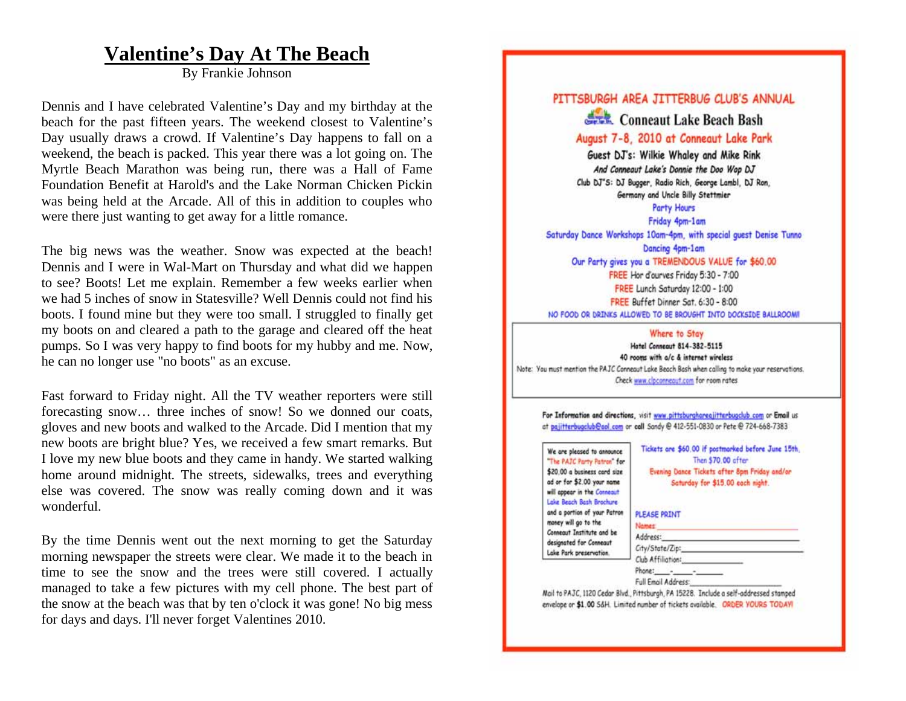# Valentine's Day At The Beach

By Frankie Johnson

Dennis and I have celebrated Valentine's Day and my birthday at the beach for the past fifteen years. The weekend closest to Valentine's Day usually draws a crowd. If Valentine's Day happens to fall on a weekend, the beach is packed. This year there was a lot going on. The Myrtle Beach Marathon was being run, there was a Hall of Fame Foundation Benefit at Harold's and the Lake Norman Chicken Pickin was being held at the Arcade. All of this in addition to couples who were there just wanting to get away for a little romance.

The big news was the weather. Snow was expected at the beach! Dennis and I were in Wal-Mart on Thursday and what did we happen to see? Boots! Let me explain. Remember a few weeks earlier when we had 5 inches of snow in Statesville? Well Dennis could not find his boots. I found mine but they were too small. I struggled to finally get my boots on and cleared a path to the garage and cleared off the heat pumps. So I was very happy to find boots for my hubby and me. Now, he can no longer use "no boots" as an excuse.

Fast forward to Friday night. All the TV weather reporters were still forecasting snow… three inches of snow! So we donned our coats, gloves and new boots and walked to the Arcade. Did I mention that my new boots are bright blue? Yes, we received a few smart remarks. But I love my new blue boots and they came in handy. We started walking home around midnight. The streets, sidewalks, trees and everything else was covered. The snow was really coming down and it was wonderful.

By the time Dennis went out the next morning to get the Saturday morning newspaper the streets were clear. We made it to the beach in time to see the snow and the trees were still covered. I actually managed to take a few pictures with my cell phone. The best part of the snow at the beach was that by ten o'clock it was gone! No big mess for days and days. I'll never forget Valentines 2010.

PITTSBURGH AREA JITTERBUG CLUB'S ANNUAL

**Conneaut Lake Beach Bash**

August 7-8, 2010 at Conneaut Lake Park

Guest DJ's: Wilkie Whaley and Mike Rink

*And Conneaut Lake's Donnie the Doo Wop DJ*

Club DJ"S: DJ Bugger, Radio Rich, George Lambl, DJ Ron, Germany and Uncle Billy Stettmier

Party Hours

Friday 4pm-1am

Saturday Dance Workshops 10am-4pm, with special guest Denise Tunno

Dancing 4pm-1am

Our Party gives you a TREMENDOUS VALUE for $60.00

FREE Hor d'ourves Friday 5:30 - 7:00

FREE Lunch Saturday 12:00 - 1:00

FREE Buffet Dinner Sat. 6:30 - 8:00

NO FOOD OR DRINKS ALLOWED TO BE BROUGHT INTO DOCKSIDE BALLROOM!

Where to Stay

Hotel Conneaut 814-382-5115

40 rooms with a/c & internet wireless

Note: You must mention the PAJC Conneaut Lake Beach Bash when calling to make your reservations. Check www.clpconneaut.com for room rates

For Information and directions, visit www.pittsburghareajitterbugclub.com or Email us at pajitterbugclub@aol.com or call Sandy @ 412-551-0830 or Pete @ 724-668-7383

We are pleased to announce "The PAJC Party Patron" for $20.00 a business card size ad or for $2.00 your name will appear in the Conneaut Lake Beach Bash Brochure and a portion of your Patron money will go to the Conneaut Institute and be designated for Conneaut Lake Park preservation.

Tickets are $60.00 if postmarked before June 15th. Then $70.00 after

Evening Dance Tickets after 8pm Friday and/or Saturday for $15.00 each night.

PLEASE PRINT

Names: ____________________

Address: ____________________

City/State/Zip: ____________________

Club Affiliation: ____________________

Phone: ____-____-______

Full Email Address: ____________________

Mail to PAJC, 1120 Cedar Blvd., Pittsburgh, PA 15228. Include a self-addressed stamped envelope or $1.00 S&H. Limited number of tickets available. ORDER YOURS TODAY!